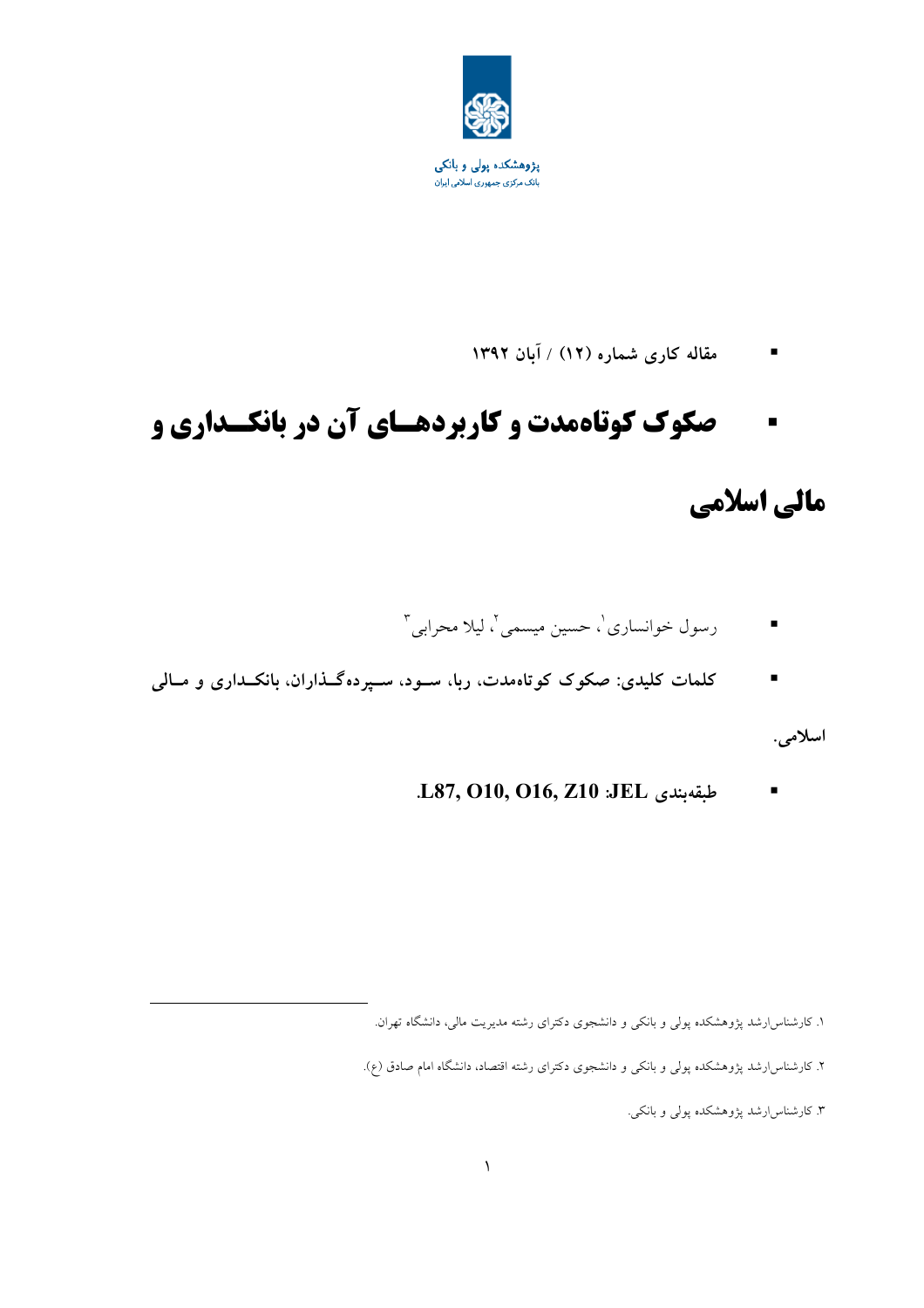پژوهشکده پولی و بانکی
بانک مرکزی جمهوری اسلامی ایران

- **مقاله کاری شماره (۱۲) / آبان ۱۳۹۲**

# صکوک کوتاه‌مدت و کاربردهای آن در بانکداری و مالی اسلامی

- رسول خوانساری[۱]، حسین میسمی[۲]، لیلا محرابی[۳]
- **کلمات کلیدی: صکوک کوتاه‌مدت، ربا، سود، سپرده‌گذاران، بانکداری و مالی اسلامی.**
- **طبقه‌بندی JEL: L87, O10, O16, Z10.**

---

۱. کارشناس‌ارشد پژوهشکده پولی و بانکی و دانشجوی دکترای رشته مدیریت مالی، دانشگاه تهران.

۲. کارشناس‌ارشد پژوهشکده پولی و بانکی و دانشجوی دکترای رشته اقتصاد، دانشگاه امام صادق (ع).

۳. کارشناس‌ارشد پژوهشکده پولی و بانکی.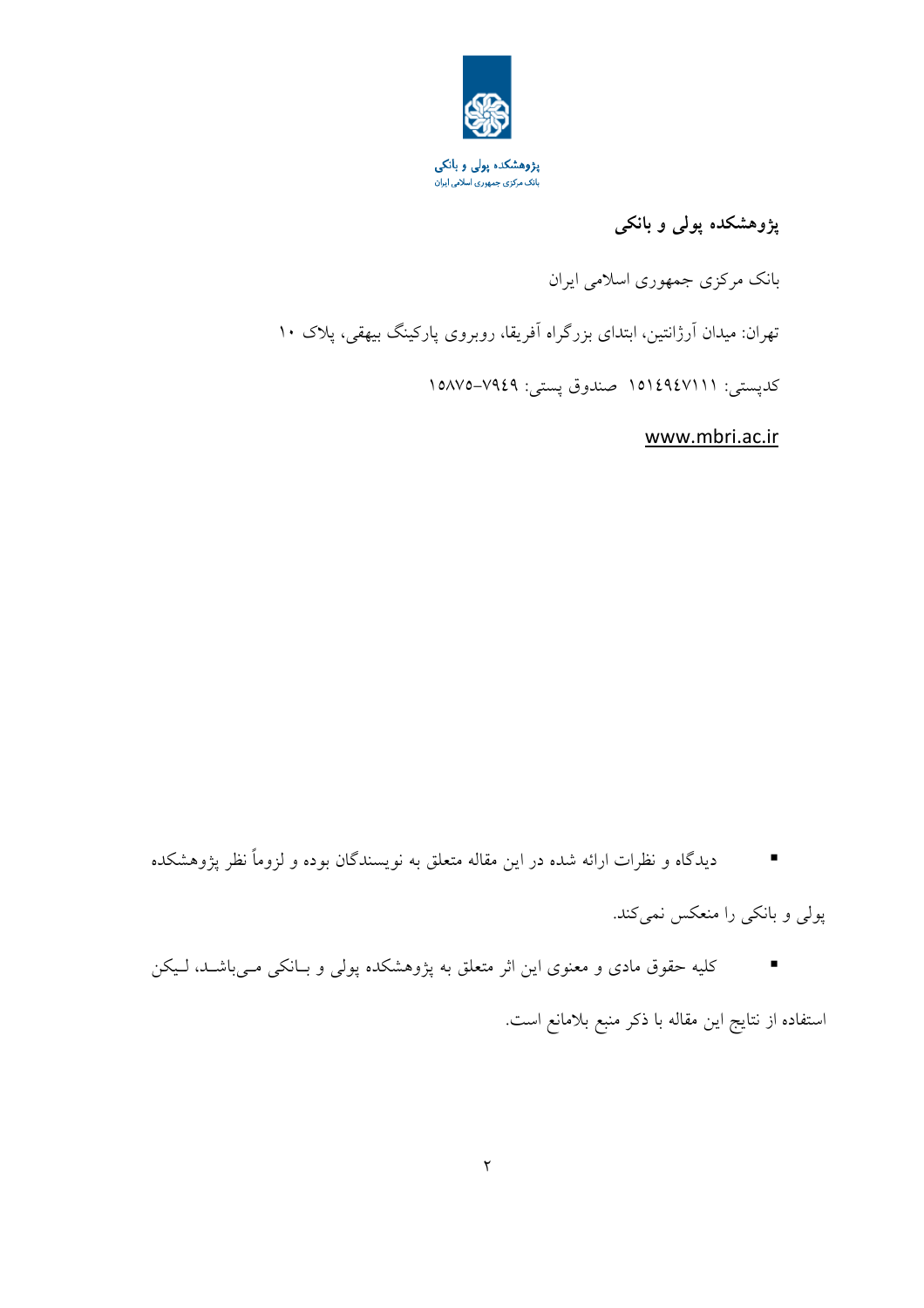پژوهشکده پولی و بانکی
بانک مرکزی جمهوری اسلامی ایران

### پژوهشکده پولی و بانکی

بانک مرکزی جمهوری اسلامی ایران

تهران: میدان آرژانتین، ابتدای بزرگراه آفریقا، روبروی پارکینگ بیهقی، پلاک ۱۰

کدپستی: ۱۵۱۴۹۴۷۱۱۱ صندوق پستی: ۷۹۴۹-۱۵۸۷۵

www.mbri.ac.ir

- دیدگاه و نظرات ارائه شده در این مقاله متعلق به نویسندگان بوده و لزوماً نظر پژوهشکده پولی و بانکی را منعکس نمی‌کند.
- کلیه حقوق مادی و معنوی این اثر متعلق به پژوهشکده پولی و بانکی می‌باشد، لیکن استفاده از نتایج این مقاله با ذکر منبع بلامانع است.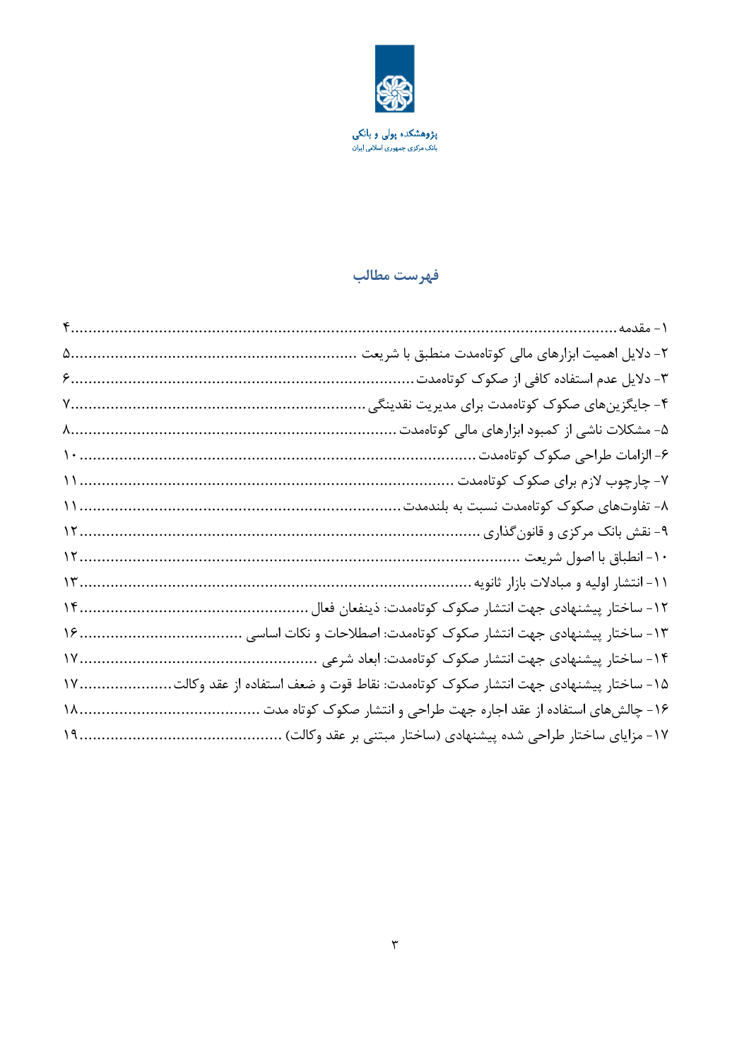پژوهشکده پولی و بانکی
بانک مرکزی جمهوری اسلامی ایران

## فهرست مطالب

۱- مقدمه ........................................................ ۴
۲- دلایل اهمیت ابزارهای مالی کوتاه‌مدت منطبق با شریعت ........................................................ ۵
۳- دلایل عدم استفاده کافی از صکوک کوتاه‌مدت ........................................................ ۶
۴- جایگزین‌های صکوک کوتاه‌مدت برای مدیریت نقدینگی ........................................................ ۷
۵- مشکلات ناشی از کمبود ابزارهای مالی کوتاه‌مدت ........................................................ ۸
۶- الزامات طراحی صکوک کوتاه‌مدت ........................................................ ۱۰
۷- چارچوب لازم برای صکوک کوتاه‌مدت ........................................................ ۱۱
۸- تفاوت‌های صکوک کوتاه‌مدت نسبت به بلندمدت ........................................................ ۱۱
۹- نقش بانک مرکزی و قانون‌گذاری ........................................................ ۱۲
۱۰- انطباق با اصول شریعت ........................................................ ۱۲
۱۱- انتشار اولیه و مبادلات بازار ثانویه ........................................................ ۱۳
۱۲- ساختار پیشنهادی جهت انتشار صکوک کوتاه‌مدت: ذینفعان فعال ........................................................ ۱۴
۱۳- ساختار پیشنهادی جهت انتشار صکوک کوتاه‌مدت: اصطلاحات و نکات اساسی ........................................................ ۱۶
۱۴- ساختار پیشنهادی جهت انتشار صکوک کوتاه‌مدت: ابعاد شرعی ........................................................ ۱۷
۱۵- ساختار پیشنهادی جهت انتشار صکوک کوتاه‌مدت: نقاط قوت و ضعف استفاده از عقد وکالت ........................................................ ۱۷
۱۶- چالش‌های استفاده از عقد اجاره جهت طراحی و انتشار صکوک کوتاه مدت ........................................................ ۱۸
۱۷- مزایای ساختار طراحی شده پیشنهادی (ساختار مبتنی بر عقد وکالت) ........................................................ ۱۹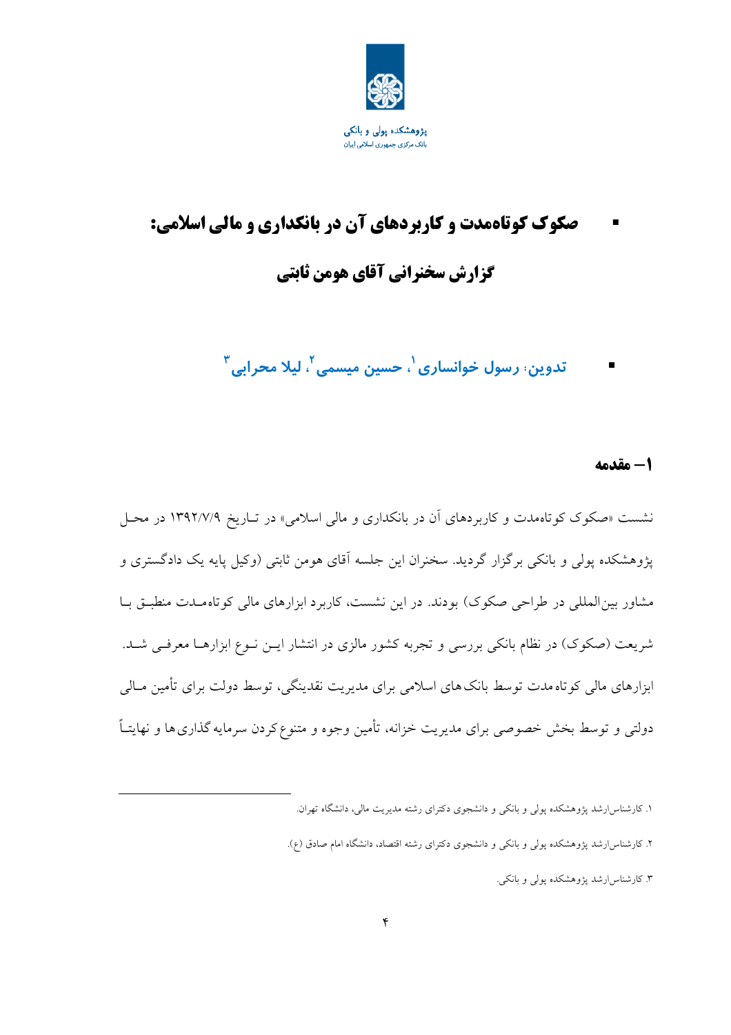پژوهشکده پولی و بانکی
بانک مرکزی جمهوری اسلامی ایران

# صکوک کوتاه‌مدت و کاربردهای آن در بانکداری و مالی اسلامی: گزارش سخنرانی آقای هومن ثابتی

**تدوین:** رسول خوانساری[1]، حسین میسمی[2]، لیلا محرابی[3]

## ۱– مقدمه

نشست «صکوک کوتاه‌مدت و کاربردهای آن در بانکداری و مالی اسلامی» در تاریخ ۱۳۹۲/۷/۹ در محل پژوهشکده پولی و بانکی برگزار گردید. سخنران این جلسه آقای هومن ثابتی (وکیل پایه یک دادگستری و مشاور بین‌المللی در طراحی صکوک) بودند. در این نشست، کاربرد ابزارهای مالی کوتاه‌مدت منطبق با شریعت (صکوک) در نظام بانکی بررسی و تجربه کشور مالزی در انتشار این نوع ابزارها معرفی شد. ابزارهای مالی کوتاه‌مدت توسط بانک‌های اسلامی برای مدیریت نقدینگی، توسط دولت برای تأمین مالی دولتی و توسط بخش خصوصی برای مدیریت خزانه، تأمین وجوه و متنوع‌کردن سرمایه‌گذاری‌ها و نهایتاً

---

[1]. کارشناس‌ارشد پژوهشکده پولی و بانکی و دانشجوی دکترای رشته مدیریت مالی، دانشگاه تهران.

[2]. کارشناس‌ارشد پژوهشکده پولی و بانکی و دانشجوی دکترای رشته اقتصاد، دانشگاه امام صادق (ع).

[3]. کارشناس‌ارشد پژوهشکده پولی و بانکی.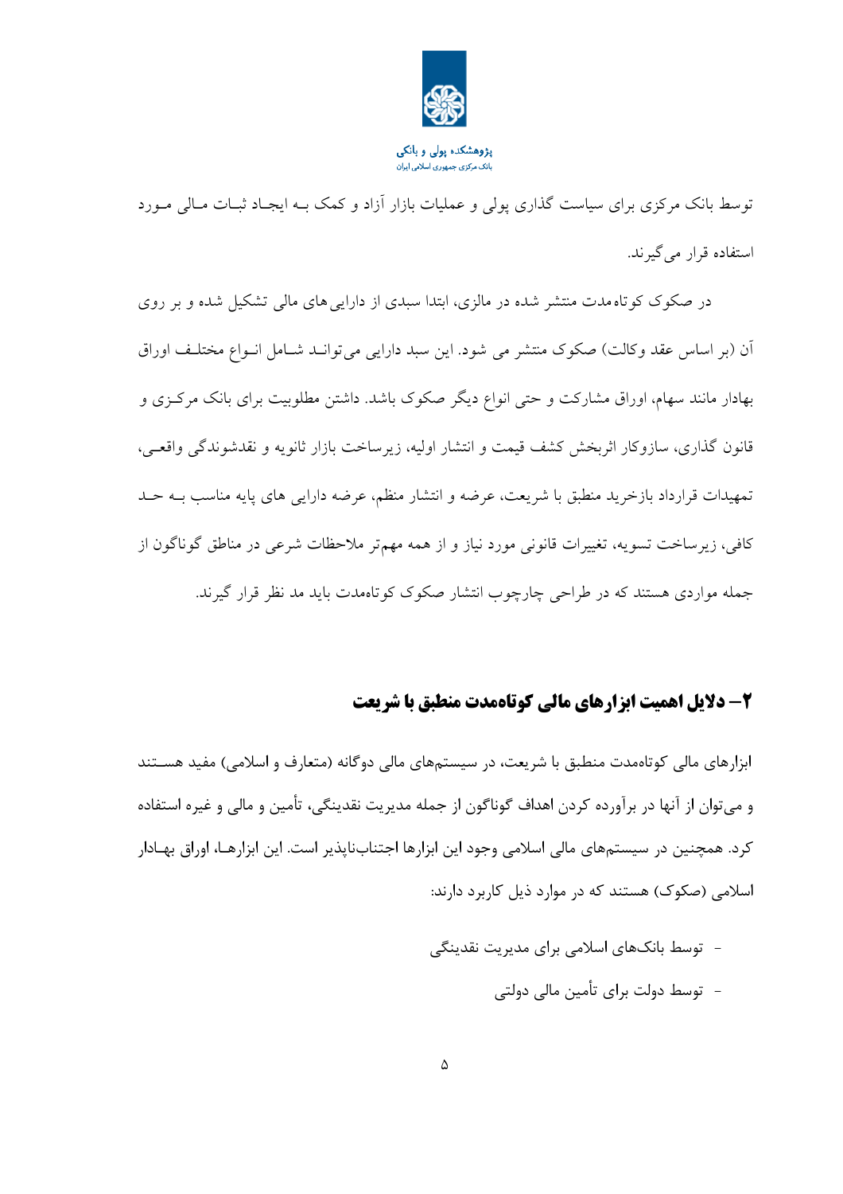توسط بانک مرکزی برای سیاست گذاری پولی و عملیات بازار آزاد و کمک بـه ایجـاد ثبـات مـالی مـورد استفاده قرار می‌گیرند.

در صکوک کوتاه‌مدت منتشر شده در مالزی، ابتدا سبدی از دارایی‌های مالی تشکیل شده و بر روی آن (بر اساس عقد وکالت) صکوک منتشر می شود. این سبد دارایی می‌توانـد شـامل انـواع مختلـف اوراق بهادار مانند سهام، اوراق مشارکت و حتی انواع دیگر صکوک باشد. داشتن مطلوبیت برای بانک مرکـزی و قانون گذاری، سازوکار اثربخش کشف قیمت و انتشار اولیه، زیرساخت بازار ثانویه و نقدشوندگی واقعـی، تمهیدات قرارداد بازخرید منطبق با شریعت، عرضه و انتشار منظم، عرضه دارایی های پایه مناسب بـه حـد کافی، زیرساخت تسویه، تغییرات قانونی مورد نیاز و از همه مهم‌تر ملاحظات شرعی در مناطق گوناگون از جمله مواردی هستند که در طراحی چارچوب انتشار صکوک کوتاه‌مدت باید مد نظر قرار گیرند.

## ۲– دلایل اهمیت ابزارهای مالی کوتاه‌مدت منطبق با شریعت

ابزارهای مالی کوتاه‌مدت منطبق با شریعت، در سیستم‌های مالی دوگانه (متعارف و اسلامی) مفید هسـتند و می‌توان از آنها در برآورده کردن اهداف گوناگون از جمله مدیریت نقدینگی، تأمین و مالی و غیره استفاده کرد. همچنین در سیستم‌های مالی اسلامی وجود این ابزارها اجتناب‌ناپذیر است. این ابزارهـا، اوراق بهـادار اسلامی (صکوک) هستند که در موارد ذیل کاربرد دارند:

- توسط بانک‌های اسلامی برای مدیریت نقدینگی
- توسط دولت برای تأمین مالی دولتی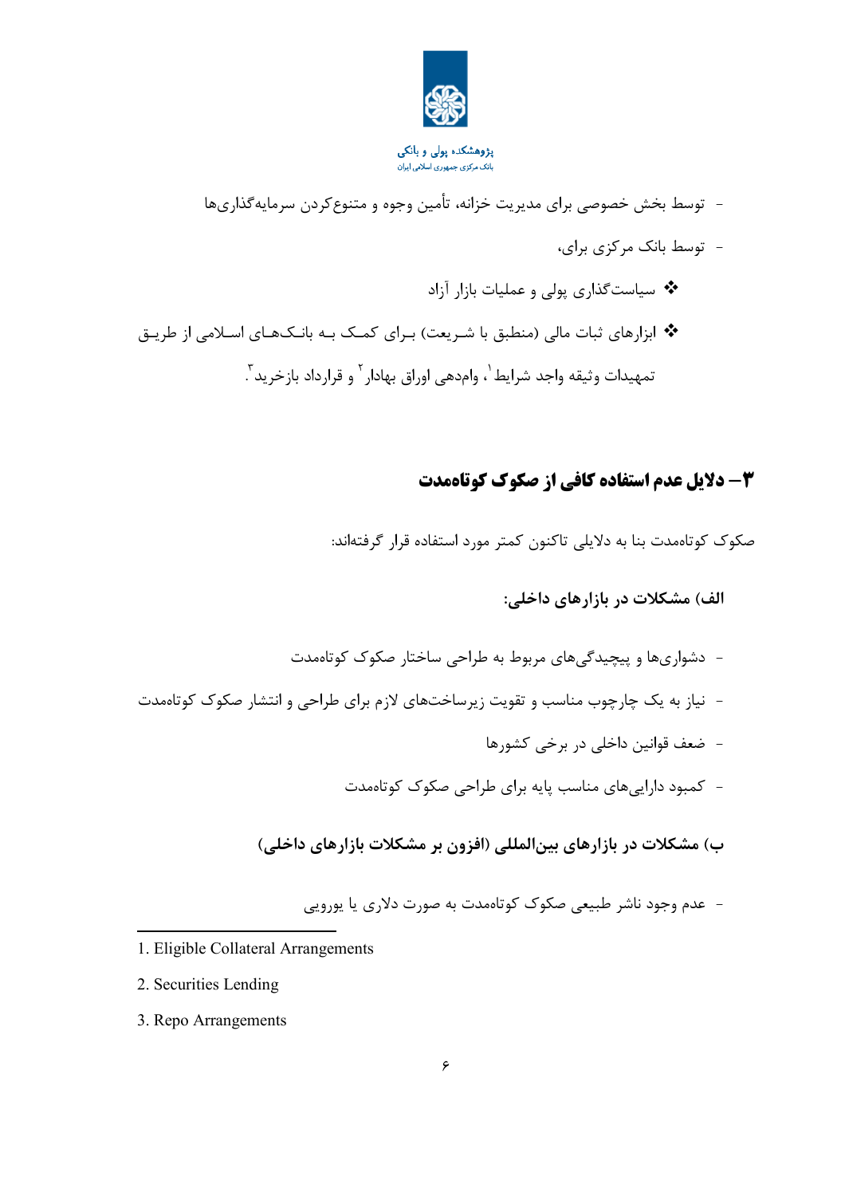- توسط بخش خصوصی برای مدیریت خزانه، تأمین وجوه و متنوع‌کردن سرمایه‌گذاری‌ها
- توسط بانک مرکزی برای،
  - ❖ سیاست‌گذاری پولی و عملیات بازار آزاد
  - ❖ ابزارهای ثبات مالی (منطبق با شریعت) برای کمک به بانک‌های اسلامی از طریق تمهیدات وثیقه واجد شرایط[1]، وام‌دهی اوراق بهادار[2] و قرارداد بازخرید[3].

## ۳– دلایل عدم استفاده کافی از صکوک کوتاه‌مدت

صکوک کوتاه‌مدت بنا به دلایلی تاکنون کمتر مورد استفاده قرار گرفته‌اند:

### الف) مشکلات در بازارهای داخلی:

- دشواری‌ها و پیچیدگی‌های مربوط به طراحی ساختار صکوک کوتاه‌مدت
- نیاز به یک چارچوب مناسب و تقویت زیرساخت‌های لازم برای طراحی و انتشار صکوک کوتاه‌مدت
- ضعف قوانین داخلی در برخی کشورها
- کمبود دارایی‌های مناسب پایه برای طراحی صکوک کوتاه‌مدت

### ب) مشکلات در بازارهای بین‌المللی (افزون بر مشکلات بازارهای داخلی)

- عدم وجود ناشر طبیعی صکوک کوتاه‌مدت به صورت دلاری یا یورویی

---

1. Eligible Collateral Arrangements
2. Securities Lending
3. Repo Arrangements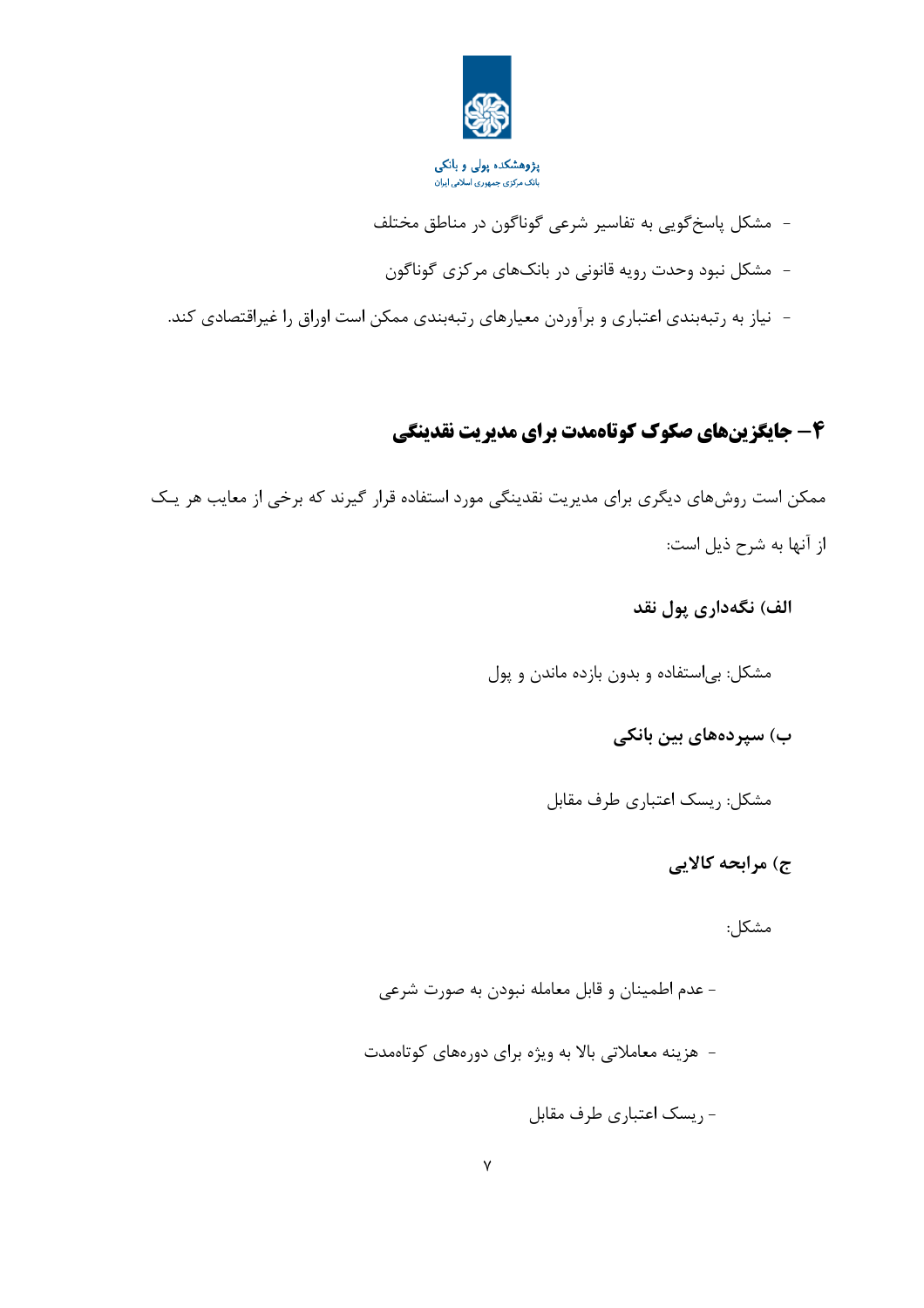- مشکل پاسخ‌گویی به تفاسیر شرعی گوناگون در مناطق مختلف
- مشکل نبود وحدت رویه قانونی در بانک‌های مرکزی گوناگون
- نیاز به رتبه‌بندی اعتباری و برآوردن معیارهای رتبه‌بندی ممکن است اوراق را غیراقتصادی کند.

## ۴– جایگزین‌های صکوک کوتاه‌مدت برای مدیریت نقدینگی

ممکن است روش‌های دیگری برای مدیریت نقدینگی مورد استفاده قرار گیرند که برخی از معایب هر یک از آنها به شرح ذیل است:

### الف) نگه‌داری پول نقد

مشکل: بی‌استفاده و بدون بازده ماندن و پول

### ب) سپرده‌های بین بانکی

مشکل: ریسک اعتباری طرف مقابل

### ج) مرابحه کالایی

مشکل:

- عدم اطمینان و قابل معامله نبودن به صورت شرعی
- هزینه معاملاتی بالا به ویژه برای دوره‌های کوتاه‌مدت
- ریسک اعتباری طرف مقابل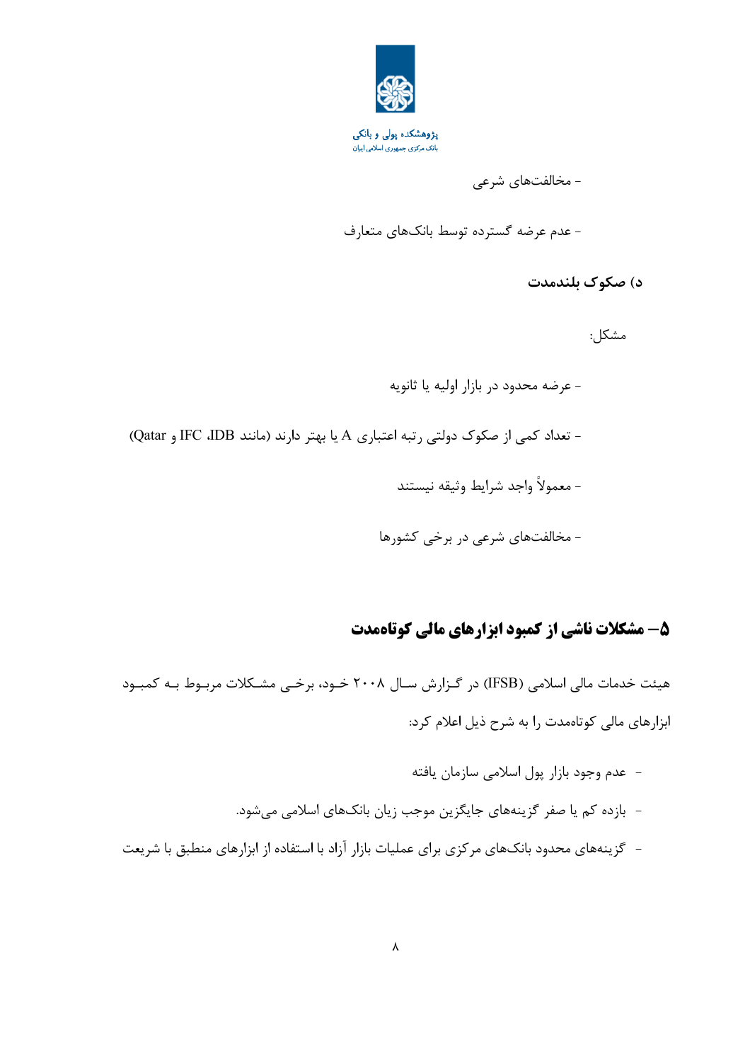- مخالفت‌های شرعی

- عدم عرضه گسترده توسط بانک‌های متعارف

### د) صکوک بلندمدت

مشکل:

- عرضه محدود در بازار اولیه یا ثانویه

- تعداد کمی از صکوک دولتی رتبه اعتباری A یا بهتر دارند (مانند IDB، IFC و Qatar)

- معمولاً واجد شرایط وثیقه نیستند

- مخالفت‌های شرعی در برخی کشورها

## ۵– مشکلات ناشی از کمبود ابزارهای مالی کوتاه‌مدت

هیئت خدمات مالی اسلامی (IFSB) در گزارش سال ۲۰۰۸ خود، برخی مشکلات مربوط به کمبود ابزارهای مالی کوتاه‌مدت را به شرح ذیل اعلام کرد:

- عدم وجود بازار پول اسلامی سازمان یافته
- بازده کم یا صفر گزینه‌های جایگزین موجب زیان بانک‌های اسلامی می‌شود.
- گزینه‌های محدود بانک‌های مرکزی برای عملیات بازار آزاد با استفاده از ابزارهای منطبق با شریعت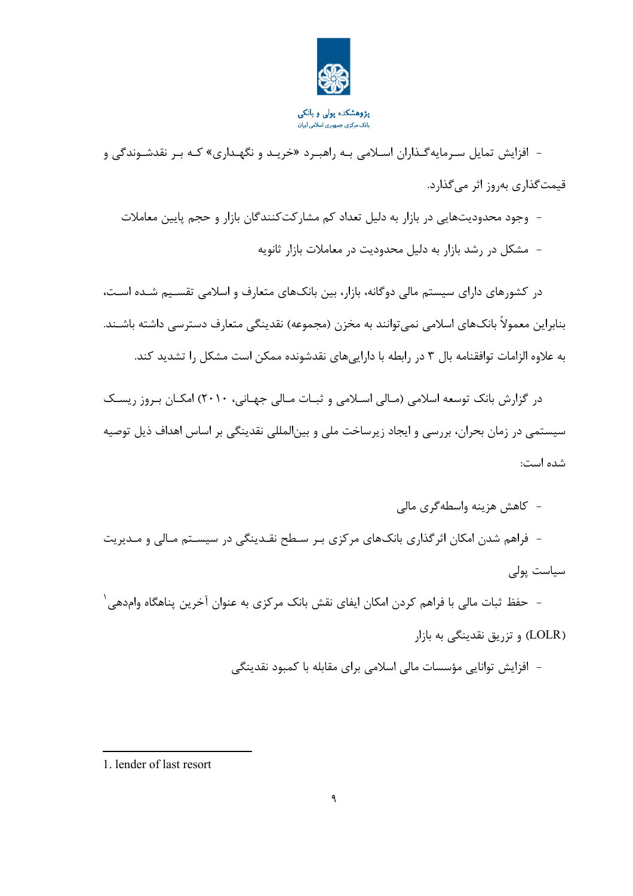- افزایش تمایل سرمایه‌گذاران اسلامی به راهبرد «خرید و نگهداری» که بر نقدشوندگی و قیمت‌گذاری به‌روز اثر می‌گذارد.

- وجود محدودیت‌هایی در بازار به دلیل تعداد کم مشارکت‌کنندگان بازار و حجم پایین معاملات

- مشکل در رشد بازار به دلیل محدودیت در معاملات بازار ثانویه

در کشورهای دارای سیستم مالی دوگانه، بازار، بین بانک‌های متعارف و اسلامی تقسیم شده است، بنابراین معمولاً بانک‌های اسلامی نمی‌توانند به مخزن (مجموعه) نقدینگی متعارف دسترسی داشته باشند. به علاوه الزامات توافقنامه بال ۳ در رابطه با دارایی‌های نقدشونده ممکن است مشکل را تشدید کند.

در گزارش بانک توسعه اسلامی (مالی اسلامی و ثبات مالی جهانی، ۲۰۱۰) امکان بروز ریسک سیستمی در زمان بحران، بررسی و ایجاد زیرساخت ملی و بین‌المللی نقدینگی بر اساس اهداف ذیل توصیه شده است:

- کاهش هزینه واسطه‌گری مالی

- فراهم شدن امکان اثرگذاری بانک‌های مرکزی بر سطح نقدینگی در سیستم مالی و مدیریت سیاست پولی

- حفظ ثبات مالی با فراهم کردن امکان ایفای نقش بانک مرکزی به عنوان آخرین پناهگاه وام‌دهی[1] (LOLR) و تزریق نقدینگی به بازار

- افزایش توانایی مؤسسات مالی اسلامی برای مقابله با کمبود نقدینگی

---

1. lender of last resort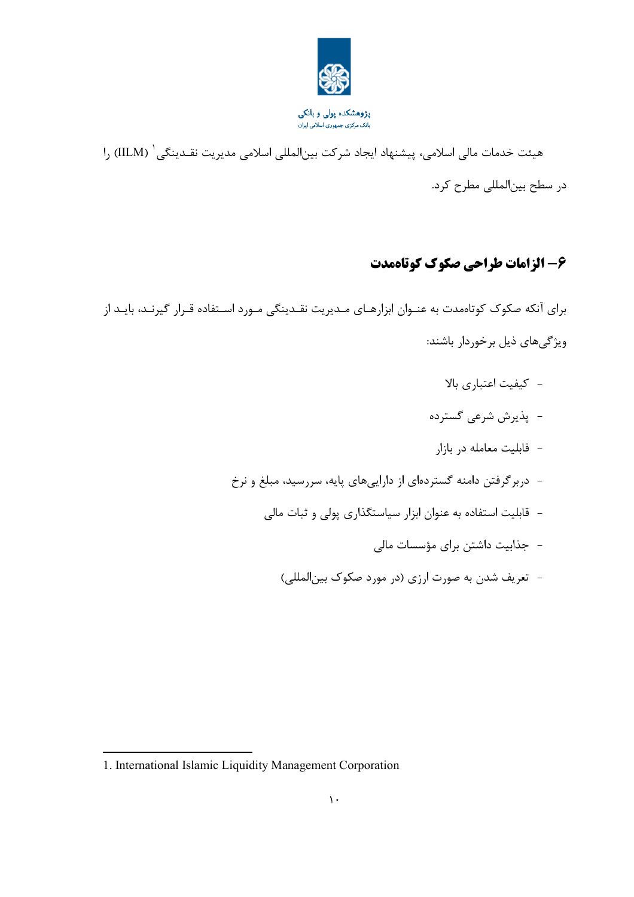هیئت خدمات مالی اسلامی، پیشنهاد ایجاد شرکت بین‌المللی اسلامی مدیریت نقدینگی[1] (IILM) را در سطح بین‌المللی مطرح کرد.

## ۶- الزامات طراحی صکوک کوتاه‌مدت

برای آنکه صکوک کوتاه‌مدت به عنوان ابزارهای مدیریت نقدینگی مورد استفاده قرار گیرند، باید از ویژگی‌های ذیل برخوردار باشند:

- کیفیت اعتباری بالا
- پذیرش شرعی گسترده
- قابلیت معامله در بازار
- دربرگرفتن دامنه گسترده‌ای از دارایی‌های پایه، سررسید، مبلغ و نرخ
- قابلیت استفاده به عنوان ابزار سیاستگذاری پولی و ثبات مالی
- جذابیت داشتن برای مؤسسات مالی
- تعریف شدن به صورت ارزی (در مورد صکوک بین‌المللی)

---

1. International Islamic Liquidity Management Corporation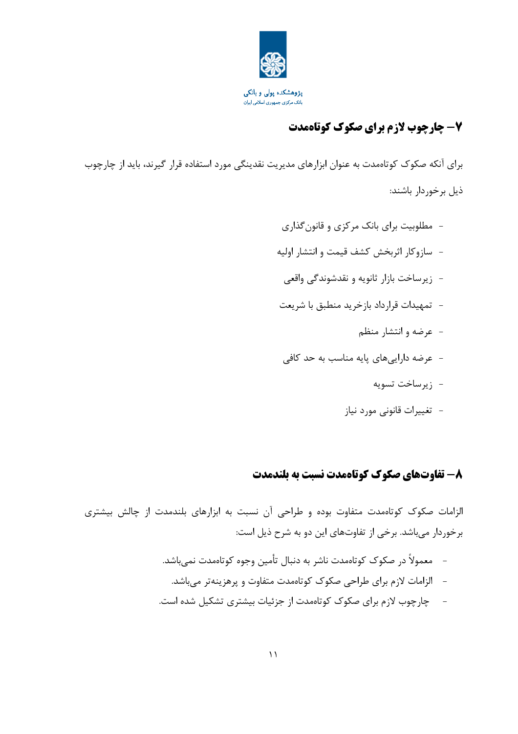## ۷– چارچوب لازم برای صکوک کوتاه‌مدت

برای آنکه صکوک کوتاه‌مدت به عنوان ابزارهای مدیریت نقدینگی مورد استفاده قرار گیرند، باید از چارچوب ذیل برخوردار باشند:

- مطلوبیت برای بانک مرکزی و قانون‌گذاری
- سازوکار اثربخش کشف قیمت و انتشار اولیه
- زیرساخت بازار ثانویه و نقدشوندگی واقعی
- تمهیدات قرارداد بازخرید منطبق با شریعت
- عرضه و انتشار منظم
- عرضه دارایی‌های پایه مناسب به حد کافی
- زیرساخت تسویه
- تغییرات قانونی مورد نیاز

## ۸– تفاوت‌های صکوک کوتاه‌مدت نسبت به بلندمدت

الزامات صکوک کوتاه‌مدت متفاوت بوده و طراحی آن نسبت به ابزارهای بلندمدت از چالش بیشتری برخوردار می‌باشد. برخی از تفاوت‌های این دو به شرح ذیل است:

- معمولاً در صکوک کوتاه‌مدت ناشر به دنبال تأمین وجوه کوتاه‌مدت نمی‌باشد.
- الزامات لازم برای طراحی صکوک کوتاه‌مدت متفاوت و پرهزینه‌تر می‌باشد.
- چارچوب لازم برای صکوک کوتاه‌مدت از جزئیات بیشتری تشکیل شده است.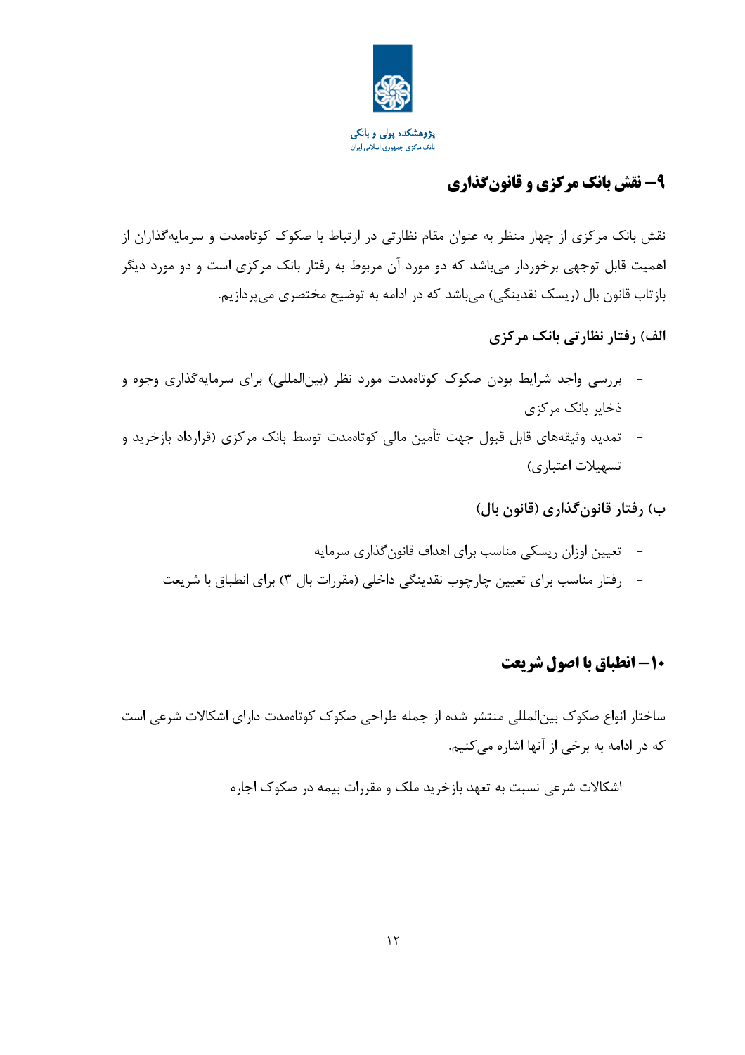## ۹– نقش بانک مرکزی و قانون‌گذاری

نقش بانک مرکزی از چهار منظر به عنوان مقام نظارتی در ارتباط با صکوک کوتاه‌مدت و سرمایه‌گذاران از اهمیت قابل توجهی برخوردار می‌باشد که دو مورد آن مربوط به رفتار بانک مرکزی است و دو مورد دیگر بازتاب قانون بال (ریسک نقدینگی) می‌باشد که در ادامه به توضیح مختصری می‌پردازیم.

### الف) رفتار نظارتی بانک مرکزی

- بررسی واجد شرایط بودن صکوک کوتاه‌مدت مورد نظر (بین‌المللی) برای سرمایه‌گذاری وجوه و ذخایر بانک مرکزی
- تمدید وثیقه‌های قابل قبول جهت تأمین مالی کوتاه‌مدت توسط بانک مرکزی (قرارداد بازخرید و تسهیلات اعتباری)

### ب) رفتار قانون‌گذاری (قانون بال)

- تعیین اوزان ریسکی مناسب برای اهداف قانون‌گذاری سرمایه
- رفتار مناسب برای تعیین چارچوب نقدینگی داخلی (مقررات بال ۳) برای انطباق با شریعت

## ۱۰– انطباق با اصول شریعت

ساختار انواع صکوک بین‌المللی منتشر شده از جمله طراحی صکوک کوتاه‌مدت دارای اشکالات شرعی است که در ادامه به برخی از آنها اشاره می‌کنیم.

- اشکالات شرعی نسبت به تعهد بازخرید ملک و مقررات بیمه در صکوک اجاره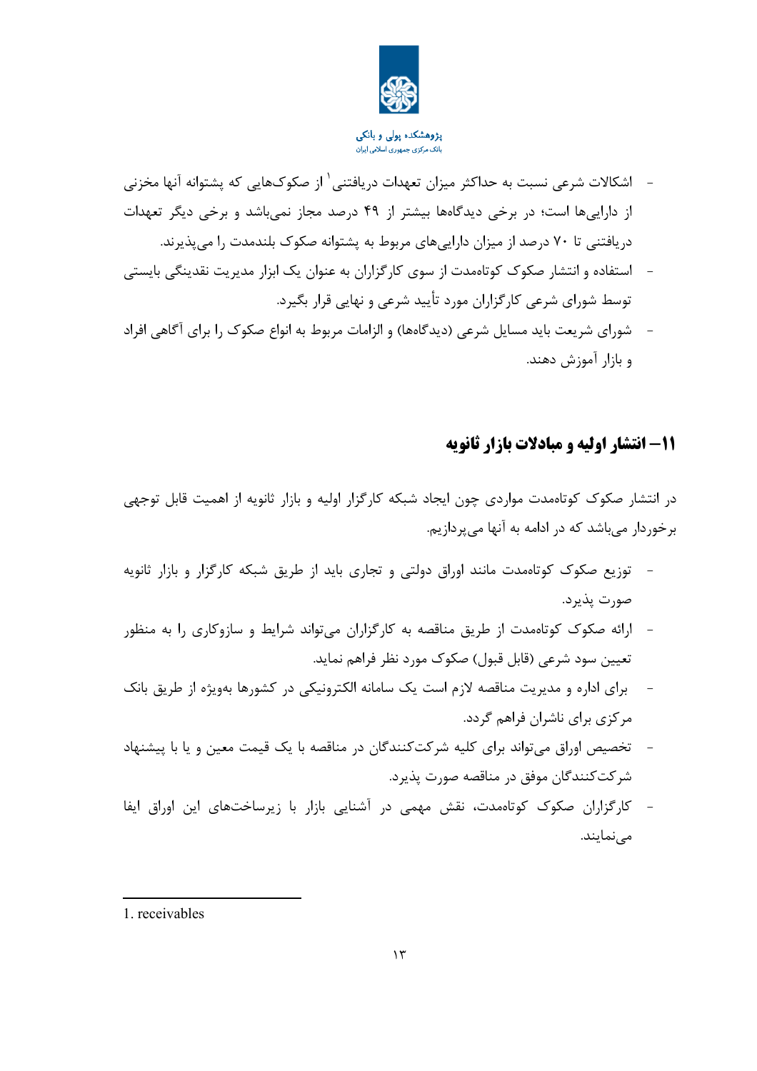- اشکالات شرعی نسبت به حداکثر میزان تعهدات دریافتنی[1] از صکوک‌هایی که پشتوانه آنها مخزنی از دارایی‌ها است؛ در برخی دیدگاه‌ها بیشتر از ۴۹ درصد مجاز نمی‌باشد و برخی دیگر تعهدات دریافتنی تا ۷۰ درصد از میزان دارایی‌های مربوط به پشتوانه صکوک بلندمدت را می‌پذیرند.
- استفاده و انتشار صکوک کوتاه‌مدت از سوی کارگزاران به عنوان یک ابزار مدیریت نقدینگی بایستی توسط شورای شرعی کارگزاران مورد تأیید شرعی و نهایی قرار بگیرد.
- شورای شریعت باید مسایل شرعی (دیدگاه‌ها) و الزامات مربوط به انواع صکوک را برای آگاهی افراد و بازار آموزش دهند.

## ۱۱– انتشار اولیه و مبادلات بازار ثانویه

در انتشار صکوک کوتاه‌مدت مواردی چون ایجاد شبکه کارگزار اولیه و بازار ثانویه از اهمیت قابل توجهی برخوردار می‌باشد که در ادامه به آنها می‌پردازیم.

- توزیع صکوک کوتاه‌مدت مانند اوراق دولتی و تجاری باید از طریق شبکه کارگزار و بازار ثانویه صورت پذیرد.
- ارائه صکوک کوتاه‌مدت از طریق مناقصه به کارگزاران می‌تواند شرایط و سازوکاری را به منظور تعیین سود شرعی (قابل قبول) صکوک مورد نظر فراهم نماید.
- برای اداره و مدیریت مناقصه لازم است یک سامانه الکترونیکی در کشورها به‌ویژه از طریق بانک مرکزی برای ناشران فراهم گردد.
- تخصیص اوراق می‌تواند برای کلیه شرکت‌کنندگان در مناقصه با یک قیمت معین و یا با پیشنهاد شرکت‌کنندگان موفق در مناقصه صورت پذیرد.
- کارگزاران صکوک کوتاه‌مدت، نقش مهمی در آشنایی بازار با زیرساخت‌های این اوراق ایفا می‌نمایند.

---

1. receivables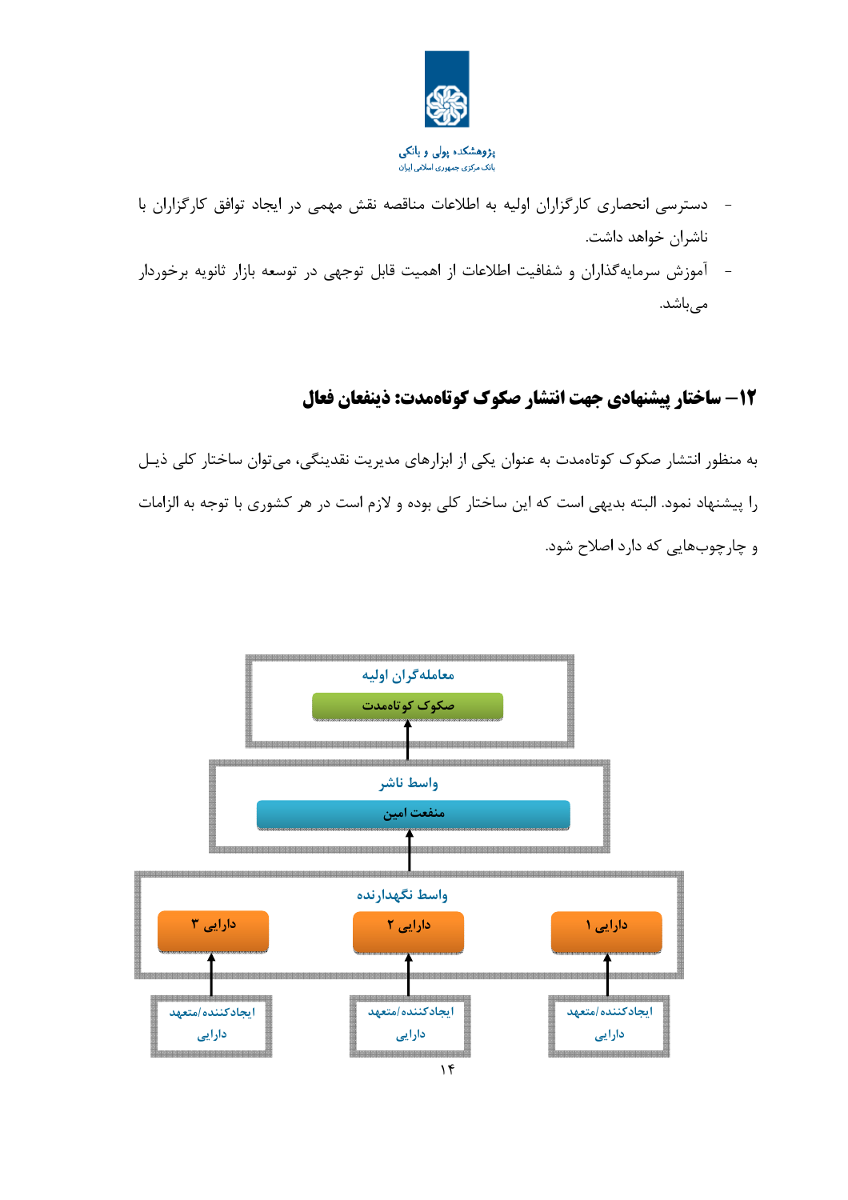- دسترسی انحصاری کارگزاران اولیه به اطلاعات مناقصه نقش مهمی در ایجاد توافق کارگزاران با ناشران خواهد داشت.
- آموزش سرمایه‌گذاران و شفافیت اطلاعات از اهمیت قابل توجهی در توسعه بازار ثانویه برخوردار می‌باشد.

## ۱۲– ساختار پیشنهادی جهت انتشار صکوک کوتاه‌مدت: ذینفعان فعال

به منظور انتشار صکوک کوتاه‌مدت به عنوان یکی از ابزارهای مدیریت نقدینگی، می‌توان ساختار کلی ذیـل را پیشنهاد نمود. البته بدیهی است که این ساختار کلی بوده و لازم است در هر کشوری با توجه به الزامات و چارچوب‌هایی که دارد اصلاح شود.

معامله‌گران اولیه

صکوک کوتاه‌مدت

واسط ناشر

منفعت امین

واسط نگهدارنده

دارایی ۱ — دارایی ۲ — دارایی ۳

ایجادکننده/متعهد دارایی — ایجادکننده/متعهد دارایی — ایجادکننده/متعهد دارایی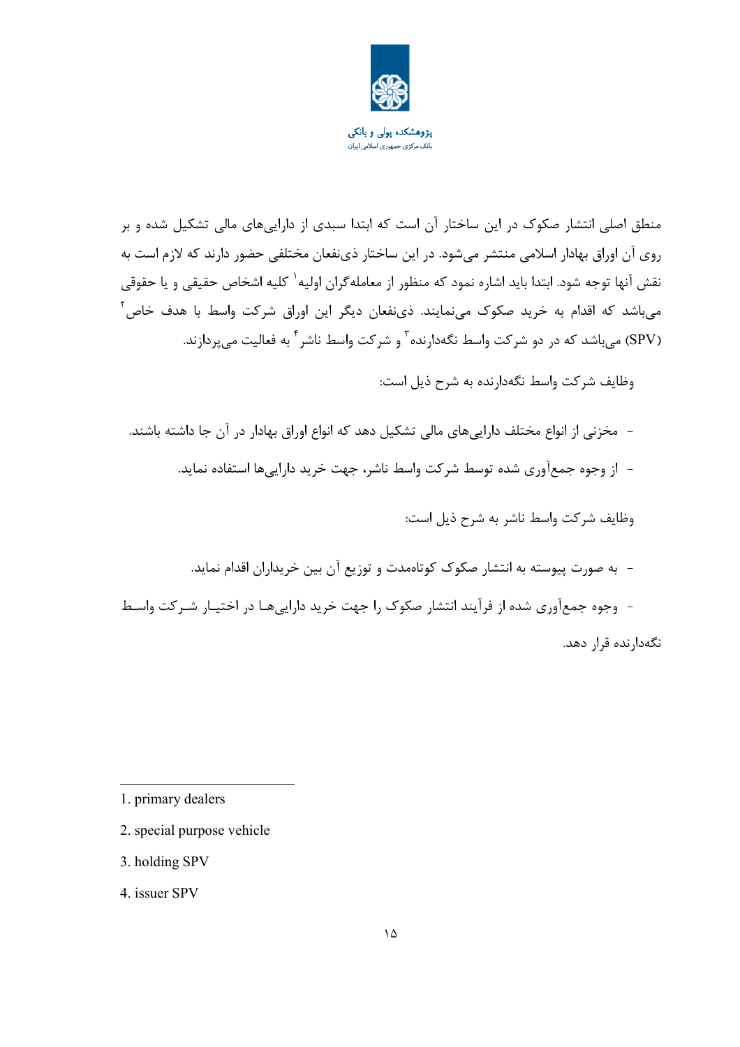منطق اصلی انتشار صکوک در این ساختار آن است که ابتدا سبدی از دارایی‌های مالی تشکیل شده و بر روی آن اوراق بهادار اسلامی منتشر می‌شود. در این ساختار ذی‌نفعان مختلفی حضور دارند که لازم است به نقش آنها توجه شود. ابتدا باید اشاره نمود که منظور از معامله‌گران اولیه[1] کلیه اشخاص حقیقی و یا حقوقی می‌باشد که اقدام به خرید صکوک می‌نمایند. ذی‌نفعان دیگر این اوراق شرکت واسط با هدف خاص[2] (SPV) می‌باشد که در دو شرکت واسط نگه‌دارنده[3] و شرکت واسط ناشر[4] به فعالیت می‌پردازند.

وظایف شرکت واسط نگه‌دارنده به شرح ذیل است:

- مخزنی از انواع مختلف دارایی‌های مالی تشکیل دهد که انواع اوراق بهادار در آن جا داشته باشند.
- از وجوه جمع‌آوری شده توسط شرکت واسط ناشر، جهت خرید دارایی‌ها استفاده نماید.

وظایف شرکت واسط ناشر به شرح ذیل است:

- به صورت پیوسته به انتشار صکوک کوتاه‌مدت و توزیع آن بین خریداران اقدام نماید.
- وجوه جمع‌آوری شده از فرآیند انتشار صکوک را جهت خرید دارایی‌ها در اختیار شرکت واسط نگه‌دارنده قرار دهد.

---

1. primary dealers
2. special purpose vehicle
3. holding SPV
4. issuer SPV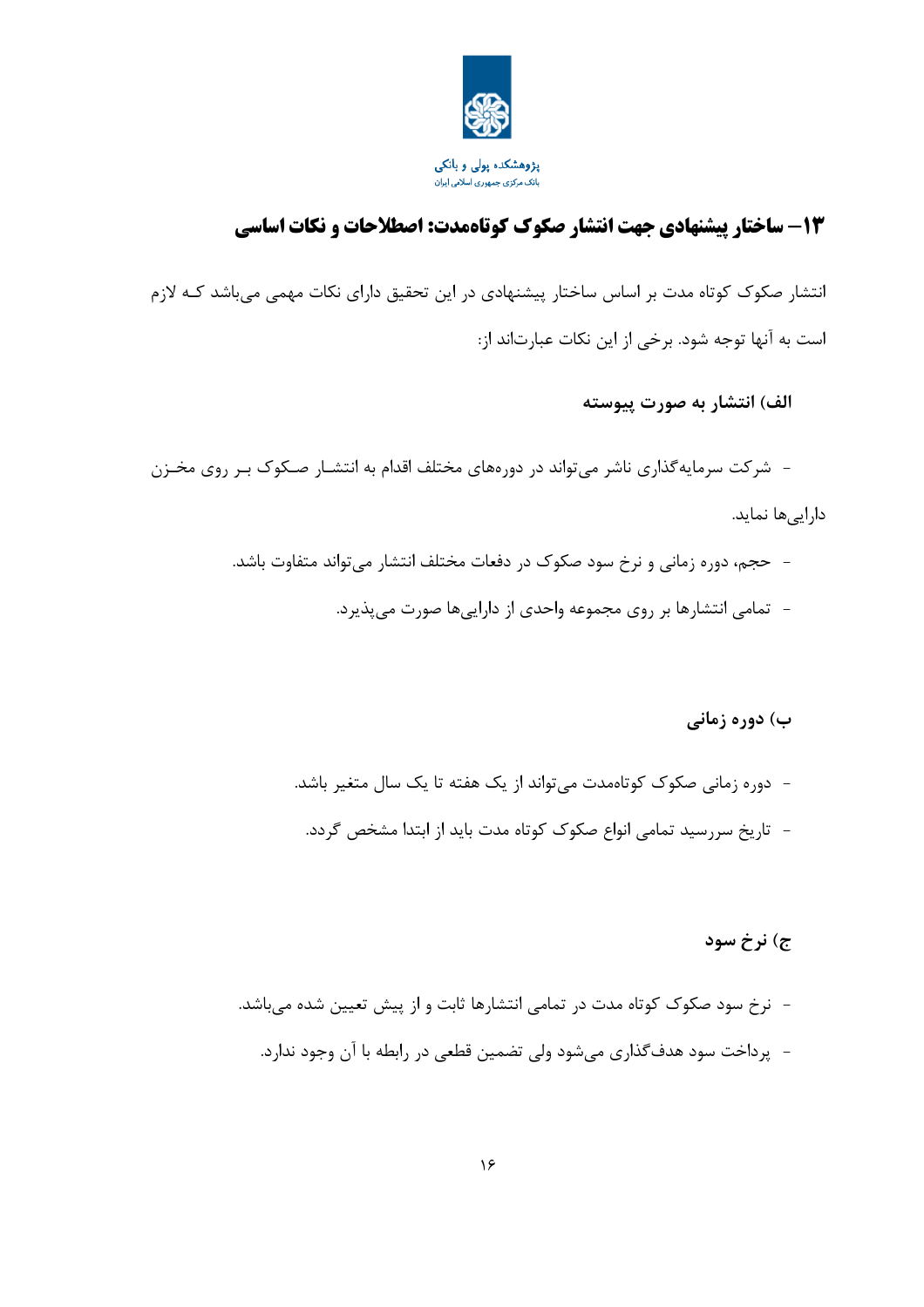## ۱۳– ساختار پیشنهادی جهت انتشار صکوک کوتاه‌مدت: اصطلاحات و نکات اساسی

انتشار صکوک کوتاه مدت بر اساس ساختار پیشنهادی در این تحقیق دارای نکات مهمی می‌باشد که لازم است به آنها توجه شود. برخی از این نکات عبارت‌اند از:

**الف) انتشار به صورت پیوسته**

- شرکت سرمایه‌گذاری ناشر می‌تواند در دوره‌های مختلف اقدام به انتشار صکوک بر روی مخزن دارایی‌ها نماید.
- حجم، دوره زمانی و نرخ سود صکوک در دفعات مختلف انتشار می‌تواند متفاوت باشد.
- تمامی انتشارها بر روی مجموعه واحدی از دارایی‌ها صورت می‌پذیرد.

**ب) دوره زمانی**

- دوره زمانی صکوک کوتاه‌مدت می‌تواند از یک هفته تا یک سال متغیر باشد.
- تاریخ سررسید تمامی انواع صکوک کوتاه مدت باید از ابتدا مشخص گردد.

**ج) نرخ سود**

- نرخ سود صکوک کوتاه مدت در تمامی انتشارها ثابت و از پیش تعیین شده می‌باشد.
- پرداخت سود هدف‌گذاری می‌شود ولی تضمین قطعی در رابطه با آن وجود ندارد.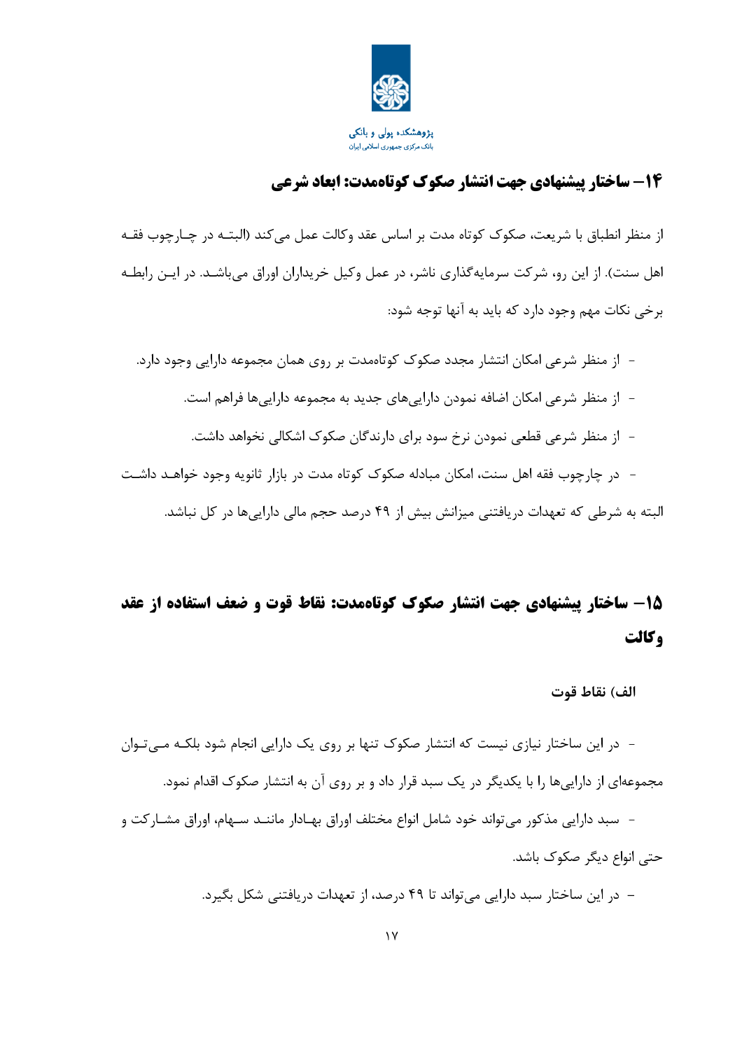## ۱۴– ساختار پیشنهادی جهت انتشار صکوک کوتاه‌مدت: ابعاد شرعی

از منظر انطباق با شریعت، صکوک کوتاه مدت بر اساس عقد وکالت عمل می‌کند (البته در چارچوب فقه اهل سنت). از این رو، شرکت سرمایه‌گذاری ناشر، در عمل وکیل خریداران اوراق می‌باشد. در این رابطه برخی نکات مهم وجود دارد که باید به آنها توجه شود:

- از منظر شرعی امکان انتشار مجدد صکوک کوتاه‌مدت بر روی همان مجموعه دارایی وجود دارد.
- از منظر شرعی امکان اضافه نمودن دارایی‌های جدید به مجموعه دارایی‌ها فراهم است.
- از منظر شرعی قطعی نمودن نرخ سود برای دارندگان صکوک اشکالی نخواهد داشت.
- در چارچوب فقه اهل سنت، امکان مبادله صکوک کوتاه مدت در بازار ثانویه وجود خواهد داشت البته به شرطی که تعهدات دریافتنی میزانش بیش از ۴۹ درصد حجم مالی دارایی‌ها در کل نباشد.

## ۱۵– ساختار پیشنهادی جهت انتشار صکوک کوتاه‌مدت: نقاط قوت و ضعف استفاده از عقد وکالت

### الف) نقاط قوت

- در این ساختار نیازی نیست که انتشار صکوک تنها بر روی یک دارایی انجام شود بلکه می‌توان مجموعه‌ای از دارایی‌ها را با یکدیگر در یک سبد قرار داد و بر روی آن به انتشار صکوک اقدام نمود.
- سبد دارایی مذکور می‌تواند خود شامل انواع مختلف اوراق بهادار مانند سهام، اوراق مشارکت و حتی انواع دیگر صکوک باشد.
- در این ساختار سبد دارایی می‌تواند تا ۴۹ درصد، از تعهدات دریافتنی شکل بگیرد.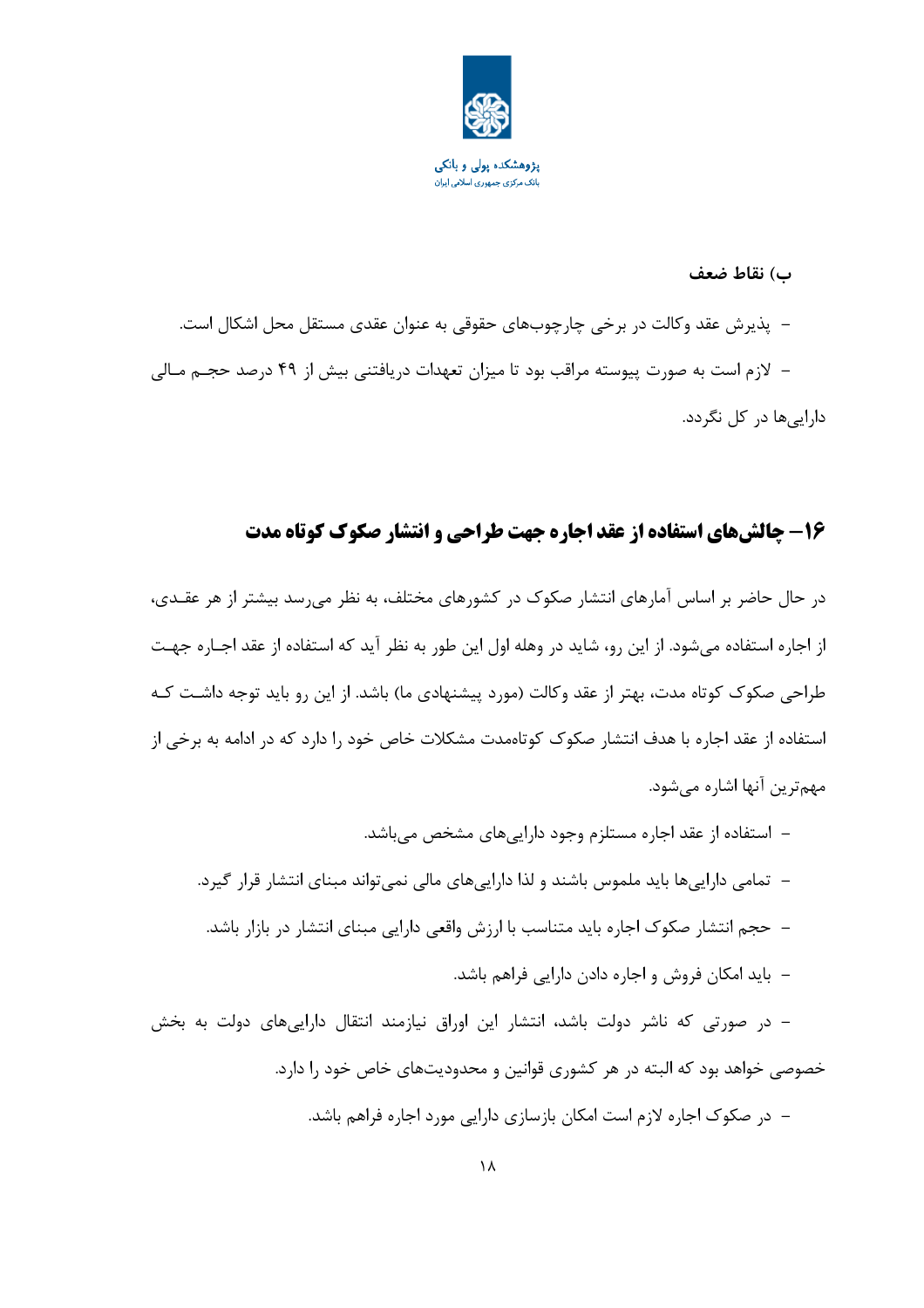**ب) نقاط ضعف**

- پذیرش عقد وکالت در برخی چارچوب‌های حقوقی به عنوان عقدی مستقل محل اشکال است.
- لازم است به صورت پیوسته مراقب بود تا میزان تعهدات دریافتنی بیش از ۴۹ درصد حجم مالی دارایی‌ها در کل نگردد.

## ۱۶- چالش‌های استفاده از عقد اجاره جهت طراحی و انتشار صکوک کوتاه مدت

در حال حاضر بر اساس آمارهای انتشار صکوک در کشورهای مختلف، به نظر می‌رسد بیشتر از هر عقدی، از اجاره استفاده می‌شود. از این رو، شاید در وهله اول این طور به نظر آید که استفاده از عقد اجاره جهت طراحی صکوک کوتاه مدت، بهتر از عقد وکالت (مورد پیشنهادی ما) باشد. از این رو باید توجه داشت که استفاده از عقد اجاره با هدف انتشار صکوک کوتاه‌مدت مشکلات خاص خود را دارد که در ادامه به برخی از مهم‌ترین آنها اشاره می‌شود.

- استفاده از عقد اجاره مستلزم وجود دارایی‌های مشخص می‌باشد.
- تمامی دارایی‌ها باید ملموس باشند و لذا دارایی‌های مالی نمی‌تواند مبنای انتشار قرار گیرد.
- حجم انتشار صکوک اجاره باید متناسب با ارزش واقعی دارایی مبنای انتشار در بازار باشد.
- باید امکان فروش و اجاره دادن دارایی فراهم باشد.
- در صورتی که ناشر دولت باشد، انتشار این اوراق نیازمند انتقال دارایی‌های دولت به بخش خصوصی خواهد بود که البته در هر کشوری قوانین و محدودیت‌های خاص خود را دارد.
- در صکوک اجاره لازم است امکان بازسازی دارایی مورد اجاره فراهم باشد.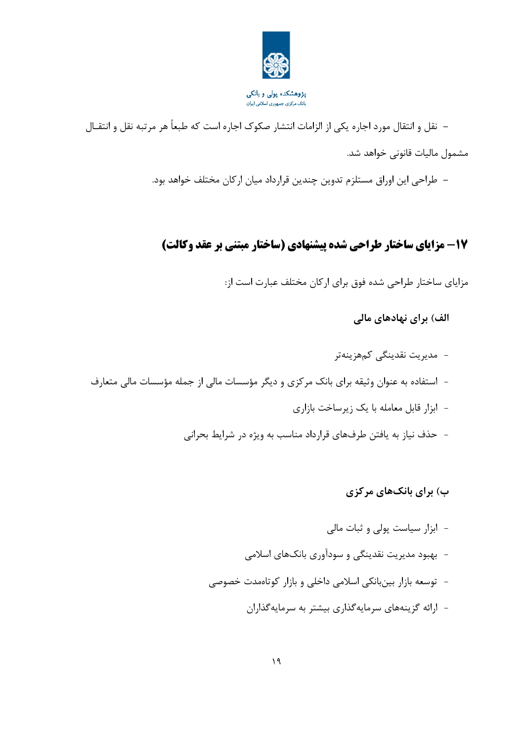- نقل و انتقال مورد اجاره یکی از الزامات انتشار صکوک اجاره است که طبعاً هر مرتبه نقل و انتقال مشمول مالیات قانونی خواهد شد.
- طراحی این اوراق مستلزم تدوین چندین قرارداد میان ارکان مختلف خواهد بود.

## ۱۷- مزایای ساختار طراحی شده پیشنهادی (ساختار مبتنی بر عقد وکالت)

مزایای ساختار طراحی شده فوق برای ارکان مختلف عبارت است از:

### الف) برای نهادهای مالی

- مدیریت نقدینگی کم‌هزینه‌تر
- استفاده به عنوان وثیقه برای بانک مرکزی و دیگر مؤسسات مالی از جمله مؤسسات مالی متعارف
- ابزار قابل معامله با یک زیرساخت بازاری
- حذف نیاز به یافتن طرف‌های قرارداد مناسب به ویژه در شرایط بحرانی

### ب) برای بانک‌های مرکزی

- ابزار سیاست پولی و ثبات مالی
- بهبود مدیریت نقدینگی و سودآوری بانک‌های اسلامی
- توسعه بازار بین‌بانکی اسلامی داخلی و بازار کوتاه‌مدت خصوصی
- ارائه گزینه‌های سرمایه‌گذاری بیشتر به سرمایه‌گذاران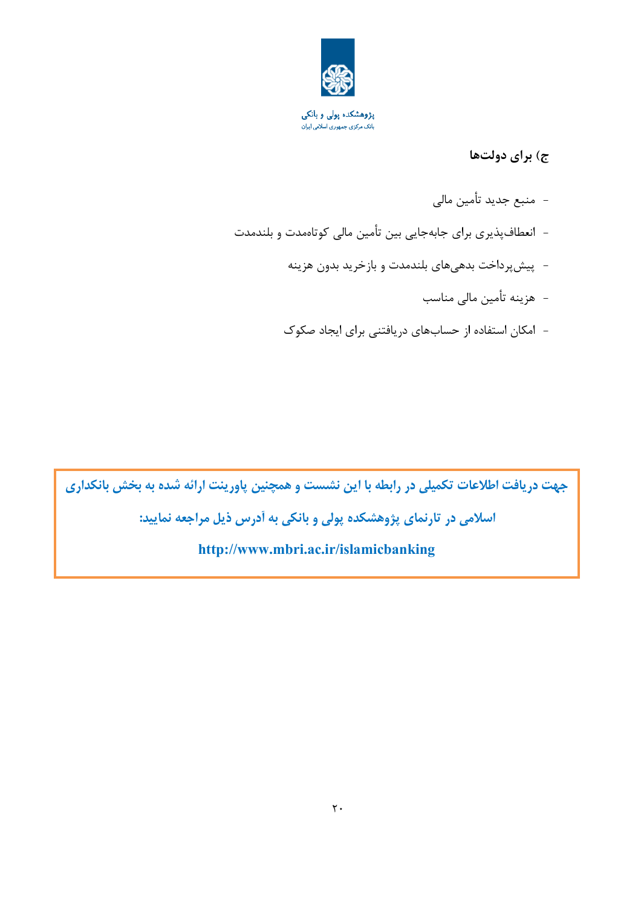### ج) برای دولت‌ها

- منبع جدید تأمین مالی
- انعطاف‌پذیری برای جابه‌جایی بین تأمین مالی کوتاه‌مدت و بلندمدت
- پیش‌پرداخت بدهی‌های بلندمدت و بازخرید بدون هزینه
- هزینه تأمین مالی مناسب
- امکان استفاده از حساب‌های دریافتنی برای ایجاد صکوک

**جهت دریافت اطلاعات تکمیلی در رابطه با این نشست و همچنین پاورینت ارائه شده به بخش بانکداری اسلامی در تارنمای پژوهشکده پولی و بانکی به آدرس ذیل مراجعه نمایید:**

**http://www.mbri.ac.ir/islamicbanking**